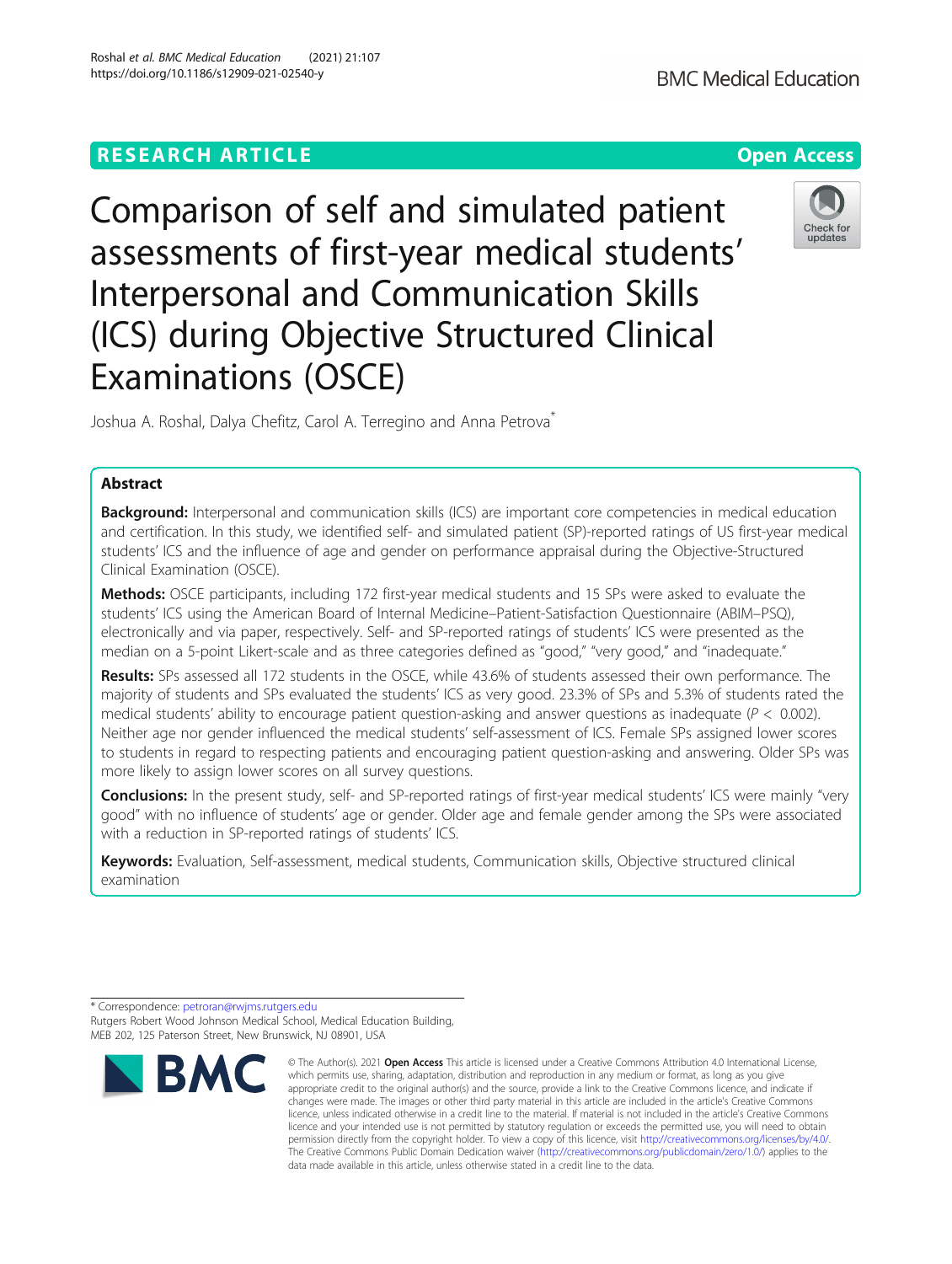RESEARCH ARTICLE

Open Access

# Comparison of self and simulated patient assessments of first-year medical students' Interpersonal and Communication Skills (ICS) during Objective Structured Clinical Examinations (OSCE)

Joshua A. Roshal, Dalya Chefitz, Carol A. Terregino and Anna Petrova*

## Abstract

**Background:** Interpersonal and communication skills (ICS) are important core competencies in medical education and certification. In this study, we identified self- and simulated patient (SP)-reported ratings of US first-year medical students' ICS and the influence of age and gender on performance appraisal during the Objective-Structured Clinical Examination (OSCE).

**Methods:** OSCE participants, including 172 first-year medical students and 15 SPs were asked to evaluate the students' ICS using the American Board of Internal Medicine–Patient-Satisfaction Questionnaire (ABIM–PSQ), electronically and via paper, respectively. Self- and SP-reported ratings of students' ICS were presented as the median on a 5-point Likert-scale and as three categories defined as "good," "very good," and "inadequate."

**Results:** SPs assessed all 172 students in the OSCE, while 43.6% of students assessed their own performance. The majority of students and SPs evaluated the students' ICS as very good. 23.3% of SPs and 5.3% of students rated the medical students' ability to encourage patient question-asking and answer questions as inadequate ($P < 0.002$). Neither age nor gender influenced the medical students' self-assessment of ICS. Female SPs assigned lower scores to students in regard to respecting patients and encouraging patient question-asking and answering. Older SPs was more likely to assign lower scores on all survey questions.

**Conclusions:** In the present study, self- and SP-reported ratings of first-year medical students' ICS were mainly "very good" with no influence of students' age or gender. Older age and female gender among the SPs were associated with a reduction in SP-reported ratings of students' ICS.

**Keywords:** Evaluation, Self-assessment, medical students, Communication skills, Objective structured clinical examination

---

* Correspondence: petroran@rwjms.rutgers.edu
Rutgers Robert Wood Johnson Medical School, Medical Education Building, MEB 202, 125 Paterson Street, New Brunswick, NJ 08901, USA

© The Author(s). 2021 **Open Access** This article is licensed under a Creative Commons Attribution 4.0 International License, which permits use, sharing, adaptation, distribution and reproduction in any medium or format, as long as you give appropriate credit to the original author(s) and the source, provide a link to the Creative Commons licence, and indicate if changes were made. The images or other third party material in this article are included in the article's Creative Commons licence, unless indicated otherwise in a credit line to the material. If material is not included in the article's Creative Commons licence and your intended use is not permitted by statutory regulation or exceeds the permitted use, you will need to obtain permission directly from the copyright holder. To view a copy of this licence, visit http://creativecommons.org/licenses/by/4.0/. The Creative Commons Public Domain Dedication waiver (http://creativecommons.org/publicdomain/zero/1.0/) applies to the data made available in this article, unless otherwise stated in a credit line to the data.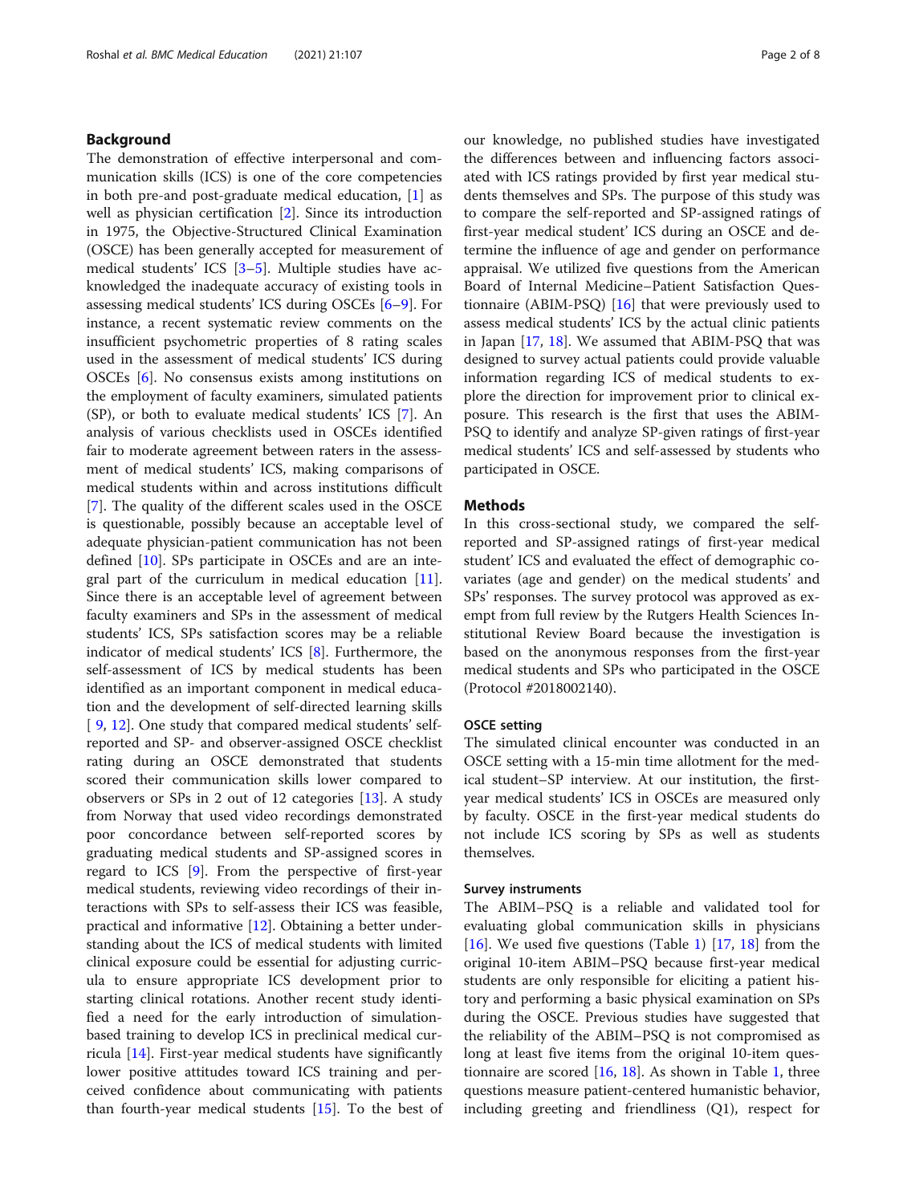## Background

The demonstration of effective interpersonal and communication skills (ICS) is one of the core competencies in both pre-and post-graduate medical education, [1] as well as physician certification [2]. Since its introduction in 1975, the Objective-Structured Clinical Examination (OSCE) has been generally accepted for measurement of medical students' ICS [3–5]. Multiple studies have acknowledged the inadequate accuracy of existing tools in assessing medical students' ICS during OSCEs [6–9]. For instance, a recent systematic review comments on the insufficient psychometric properties of 8 rating scales used in the assessment of medical students' ICS during OSCEs [6]. No consensus exists among institutions on the employment of faculty examiners, simulated patients (SP), or both to evaluate medical students' ICS [7]. An analysis of various checklists used in OSCEs identified fair to moderate agreement between raters in the assessment of medical students' ICS, making comparisons of medical students within and across institutions difficult [7]. The quality of the different scales used in the OSCE is questionable, possibly because an acceptable level of adequate physician-patient communication has not been defined [10]. SPs participate in OSCEs and are an integral part of the curriculum in medical education [11]. Since there is an acceptable level of agreement between faculty examiners and SPs in the assessment of medical students' ICS, SPs satisfaction scores may be a reliable indicator of medical students' ICS [8]. Furthermore, the self-assessment of ICS by medical students has been identified as an important component in medical education and the development of self-directed learning skills [ 9, 12]. One study that compared medical students' self-reported and SP- and observer-assigned OSCE checklist rating during an OSCE demonstrated that students scored their communication skills lower compared to observers or SPs in 2 out of 12 categories [13]. A study from Norway that used video recordings demonstrated poor concordance between self-reported scores by graduating medical students and SP-assigned scores in regard to ICS [9]. From the perspective of first-year medical students, reviewing video recordings of their interactions with SPs to self-assess their ICS was feasible, practical and informative [12]. Obtaining a better understanding about the ICS of medical students with limited clinical exposure could be essential for adjusting curricula to ensure appropriate ICS development prior to starting clinical rotations. Another recent study identified a need for the early introduction of simulation-based training to develop ICS in preclinical medical curricula [14]. First-year medical students have significantly lower positive attitudes toward ICS training and perceived confidence about communicating with patients than fourth-year medical students [15]. To the best of our knowledge, no published studies have investigated the differences between and influencing factors associated with ICS ratings provided by first year medical students themselves and SPs. The purpose of this study was to compare the self-reported and SP-assigned ratings of first-year medical student' ICS during an OSCE and determine the influence of age and gender on performance appraisal. We utilized five questions from the American Board of Internal Medicine–Patient Satisfaction Questionnaire (ABIM-PSQ) [16] that were previously used to assess medical students' ICS by the actual clinic patients in Japan [17, 18]. We assumed that ABIM-PSQ that was designed to survey actual patients could provide valuable information regarding ICS of medical students to explore the direction for improvement prior to clinical exposure. This research is the first that uses the ABIM-PSQ to identify and analyze SP-given ratings of first-year medical students' ICS and self-assessed by students who participated in OSCE.

## Methods

In this cross-sectional study, we compared the self-reported and SP-assigned ratings of first-year medical student' ICS and evaluated the effect of demographic covariates (age and gender) on the medical students' and SPs' responses. The survey protocol was approved as exempt from full review by the Rutgers Health Sciences Institutional Review Board because the investigation is based on the anonymous responses from the first-year medical students and SPs who participated in the OSCE (Protocol #2018002140).

### OSCE setting

The simulated clinical encounter was conducted in an OSCE setting with a 15-min time allotment for the medical student–SP interview. At our institution, the first-year medical students' ICS in OSCEs are measured only by faculty. OSCE in the first-year medical students do not include ICS scoring by SPs as well as students themselves.

### Survey instruments

The ABIM–PSQ is a reliable and validated tool for evaluating global communication skills in physicians [16]. We used five questions (Table 1) [17, 18] from the original 10-item ABIM–PSQ because first-year medical students are only responsible for eliciting a patient history and performing a basic physical examination on SPs during the OSCE. Previous studies have suggested that the reliability of the ABIM–PSQ is not compromised as long at least five items from the original 10-item questionnaire are scored [16, 18]. As shown in Table 1, three questions measure patient-centered humanistic behavior, including greeting and friendliness (Q1), respect for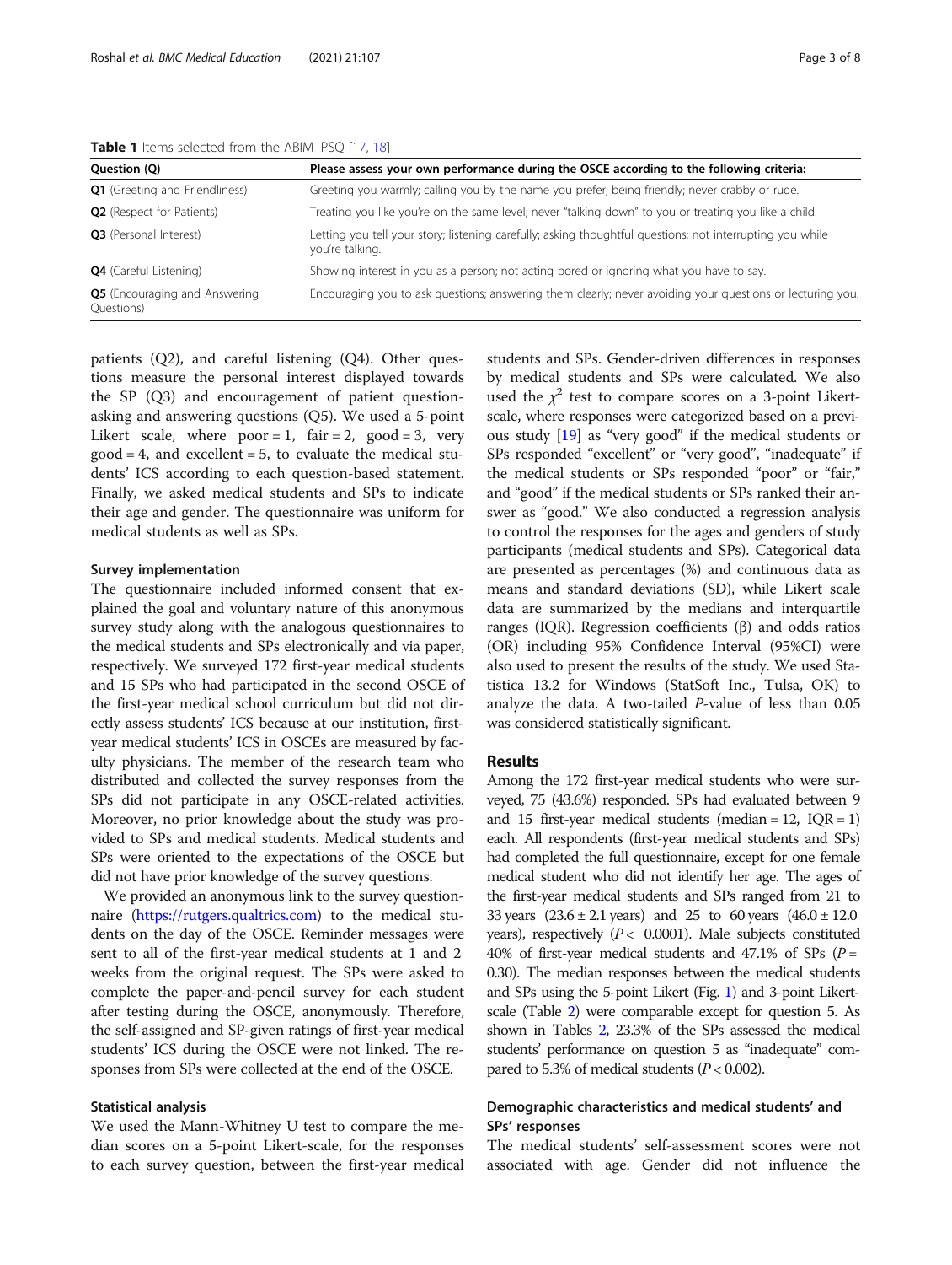**Table 1** Items selected from the ABIM–PSQ [17, 18]

| Question (Q) | Please assess your own performance during the OSCE according to the following criteria: |
| --- | --- |
| **Q1** (Greeting and Friendliness) | Greeting you warmly; calling you by the name you prefer; being friendly; never crabby or rude. |
| **Q2** (Respect for Patients) | Treating you like you're on the same level; never "talking down" to you or treating you like a child. |
| **Q3** (Personal Interest) | Letting you tell your story; listening carefully; asking thoughtful questions; not interrupting you while you're talking. |
| **Q4** (Careful Listening) | Showing interest in you as a person; not acting bored or ignoring what you have to say. |
| **Q5** (Encouraging and Answering Questions) | Encouraging you to ask questions; answering them clearly; never avoiding your questions or lecturing you. |

patients (Q2), and careful listening (Q4). Other questions measure the personal interest displayed towards the SP (Q3) and encouragement of patient question-asking and answering questions (Q5). We used a 5-point Likert scale, where poor = 1, fair = 2, good = 3, very good = 4, and excellent = 5, to evaluate the medical students' ICS according to each question-based statement. Finally, we asked medical students and SPs to indicate their age and gender. The questionnaire was uniform for medical students as well as SPs.

### Survey implementation

The questionnaire included informed consent that explained the goal and voluntary nature of this anonymous survey study along with the analogous questionnaires to the medical students and SPs electronically and via paper, respectively. We surveyed 172 first-year medical students and 15 SPs who had participated in the second OSCE of the first-year medical school curriculum but did not directly assess students' ICS because at our institution, first-year medical students' ICS in OSCEs are measured by faculty physicians. The member of the research team who distributed and collected the survey responses from the SPs did not participate in any OSCE-related activities. Moreover, no prior knowledge about the study was provided to SPs and medical students. Medical students and SPs were oriented to the expectations of the OSCE but did not have prior knowledge of the survey questions.

We provided an anonymous link to the survey questionnaire (https://rutgers.qualtrics.com) to the medical students on the day of the OSCE. Reminder messages were sent to all of the first-year medical students at 1 and 2 weeks from the original request. The SPs were asked to complete the paper-and-pencil survey for each student after testing during the OSCE, anonymously. Therefore, the self-assigned and SP-given ratings of first-year medical students' ICS during the OSCE were not linked. The responses from SPs were collected at the end of the OSCE.

### Statistical analysis

We used the Mann-Whitney U test to compare the median scores on a 5-point Likert-scale, for the responses to each survey question, between the first-year medical students and SPs. Gender-driven differences in responses by medical students and SPs were calculated. We also used the $\chi^2$ test to compare scores on a 3-point Likert-scale, where responses were categorized based on a previous study [19] as "very good" if the medical students or SPs responded "excellent" or "very good", "inadequate" if the medical students or SPs responded "poor" or "fair," and "good" if the medical students or SPs ranked their answer as "good." We also conducted a regression analysis to control the responses for the ages and genders of study participants (medical students and SPs). Categorical data are presented as percentages (%) and continuous data as means and standard deviations (SD), while Likert scale data are summarized by the medians and interquartile ranges (IQR). Regression coefficients (β) and odds ratios (OR) including 95% Confidence Interval (95%CI) were also used to present the results of the study. We used Statistica 13.2 for Windows (StatSoft Inc., Tulsa, OK) to analyze the data. A two-tailed *P*-value of less than 0.05 was considered statistically significant.

## Results

Among the 172 first-year medical students who were surveyed, 75 (43.6%) responded. SPs had evaluated between 9 and 15 first-year medical students (median = 12, IQR = 1) each. All respondents (first-year medical students and SPs) had completed the full questionnaire, except for one female medical student who did not identify her age. The ages of the first-year medical students and SPs ranged from 21 to 33 years (23.6 ± 2.1 years) and 25 to 60 years (46.0 ± 12.0 years), respectively ($P < 0.0001$). Male subjects constituted 40% of first-year medical students and 47.1% of SPs ($P = 0.30$). The median responses between the medical students and SPs using the 5-point Likert (Fig. 1) and 3-point Likert-scale (Table 2) were comparable except for question 5. As shown in Tables 2, 23.3% of the SPs assessed the medical students' performance on question 5 as "inadequate" compared to 5.3% of medical students ($P < 0.002$).

### Demographic characteristics and medical students' and SPs' responses

The medical students' self-assessment scores were not associated with age. Gender did not influence the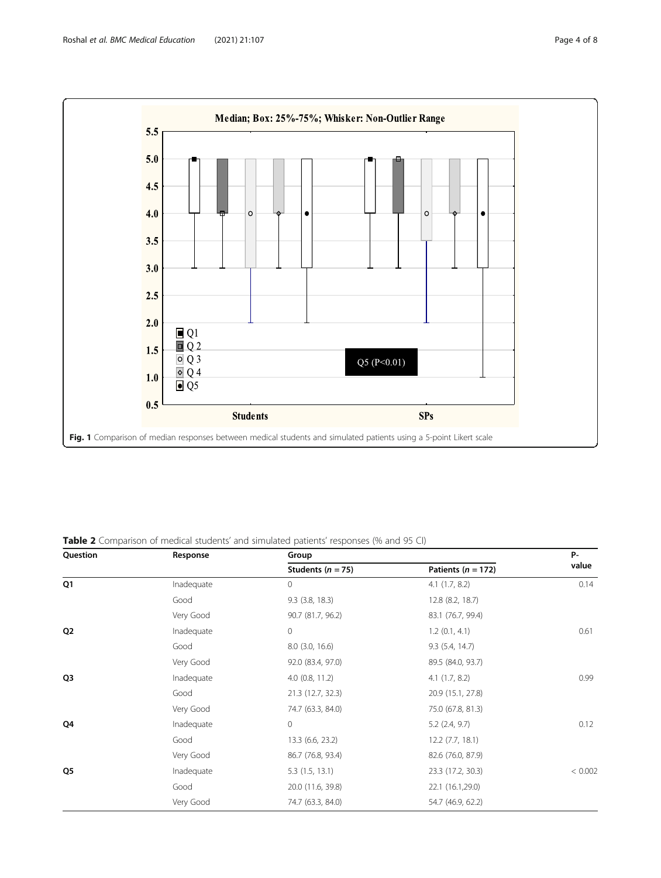Fig. 1 Comparison of median responses between medical students and simulated patients using a 5-point Likert scale

**Table 2** Comparison of medical students' and simulated patients' responses (% and 95 CI)

| Question | Response | Group | | P-value |
|---|---|---|---|---|
| | | Students (n = 75) | Patients (n = 172) | |
| **Q1** | Inadequate | 0 | 4.1 (1.7, 8.2) | 0.14 |
| | Good | 9.3 (3.8, 18.3) | 12.8 (8.2, 18.7) | |
| | Very Good | 90.7 (81.7, 96.2) | 83.1 (76.7, 99.4) | |
| **Q2** | Inadequate | 0 | 1.2 (0.1, 4.1) | 0.61 |
| | Good | 8.0 (3.0, 16.6) | 9.3 (5.4, 14.7) | |
| | Very Good | 92.0 (83.4, 97.0) | 89.5 (84.0, 93.7) | |
| **Q3** | Inadequate | 4.0 (0.8, 11.2) | 4.1 (1.7, 8.2) | 0.99 |
| | Good | 21.3 (12.7, 32.3) | 20.9 (15.1, 27.8) | |
| | Very Good | 74.7 (63.3, 84.0) | 75.0 (67.8, 81.3) | |
| **Q4** | Inadequate | 0 | 5.2 (2.4, 9.7) | 0.12 |
| | Good | 13.3 (6.6, 23.2) | 12.2 (7.7, 18.1) | |
| | Very Good | 86.7 (76.8, 93.4) | 82.6 (76.0, 87.9) | |
| **Q5** | Inadequate | 5.3 (1.5, 13.1) | 23.3 (17.2, 30.3) | < 0.002 |
| | Good | 20.0 (11.6, 39.8) | 22.1 (16.1,29.0) | |
| | Very Good | 74.7 (63.3, 84.0) | 54.7 (46.9, 62.2) | |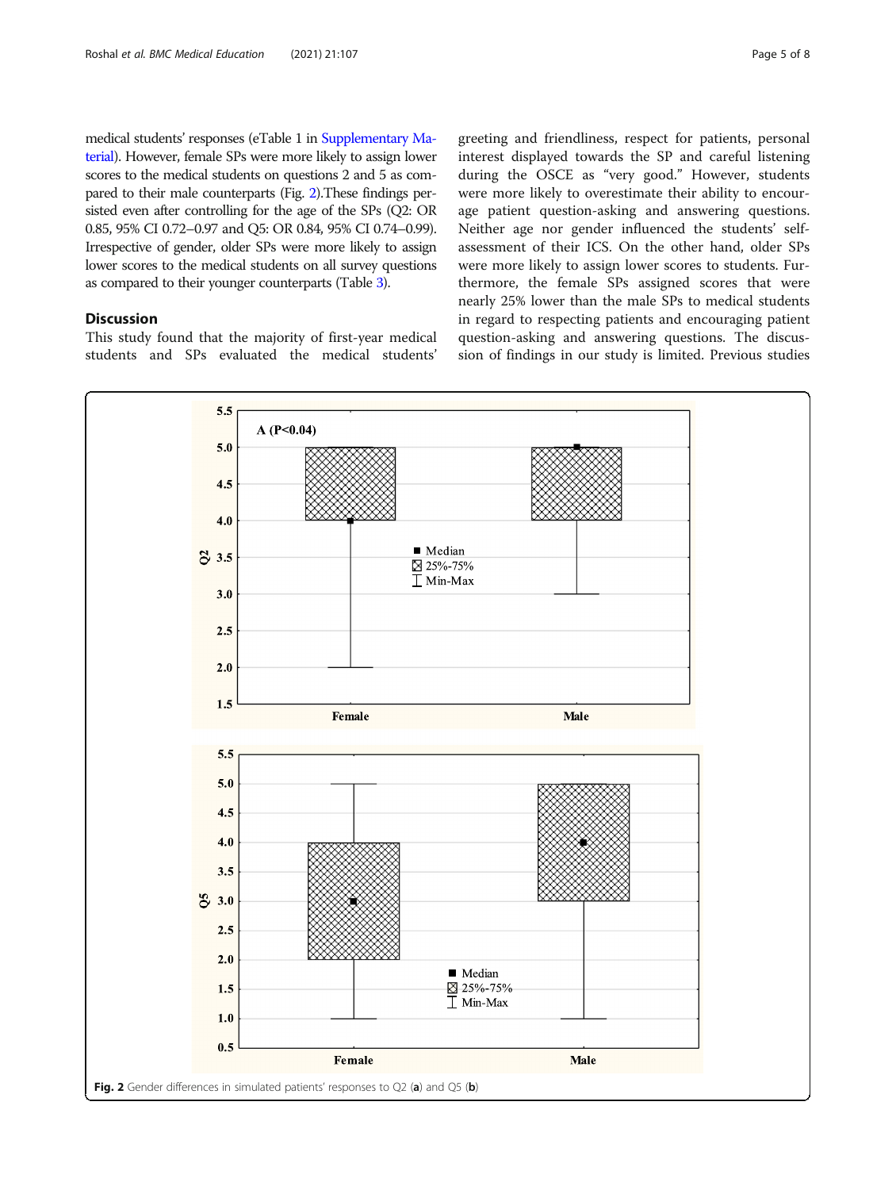medical students' responses (eTable 1 in Supplementary Material). However, female SPs were more likely to assign lower scores to the medical students on questions 2 and 5 as compared to their male counterparts (Fig. 2).These findings persisted even after controlling for the age of the SPs (Q2: OR 0.85, 95% CI 0.72–0.97 and Q5: OR 0.84, 95% CI 0.74–0.99). Irrespective of gender, older SPs were more likely to assign lower scores to the medical students on all survey questions as compared to their younger counterparts (Table 3).

## Discussion

This study found that the majority of first-year medical students and SPs evaluated the medical students' greeting and friendliness, respect for patients, personal interest displayed towards the SP and careful listening during the OSCE as "very good." However, students were more likely to overestimate their ability to encourage patient question-asking and answering questions. Neither age nor gender influenced the students' self-assessment of their ICS. On the other hand, older SPs were more likely to assign lower scores to students. Furthermore, the female SPs assigned scores that were nearly 25% lower than the male SPs to medical students in regard to respecting patients and encouraging patient question-asking and answering questions. The discussion of findings in our study is limited. Previous studies

**Fig. 2** Gender differences in simulated patients' responses to Q2 (**a**) and Q5 (**b**)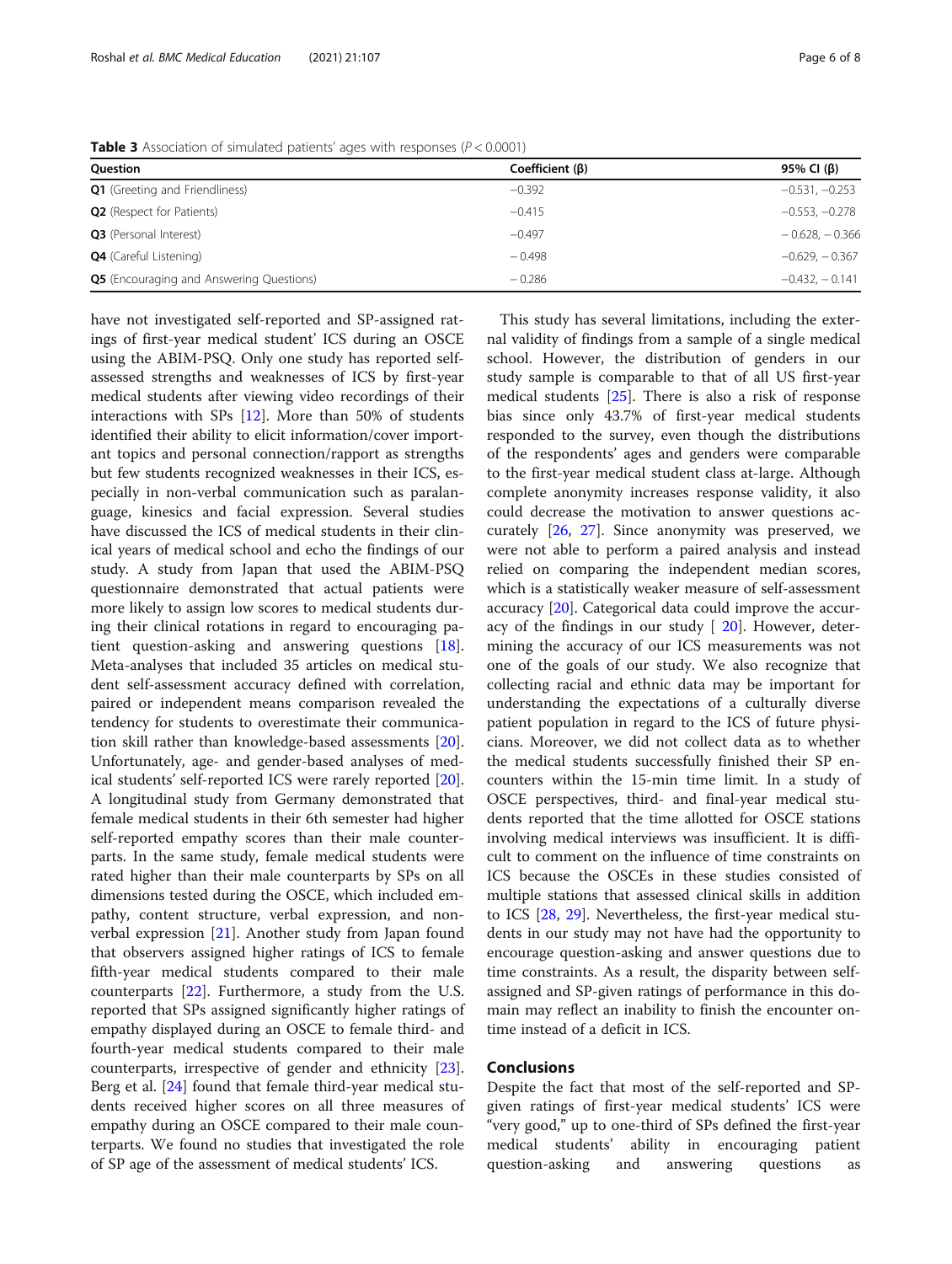**Table 3** Association of simulated patients' ages with responses ($P < 0.0001$)

| Question | Coefficient (β) | 95% CI (β) |
|---|---|---|
| **Q1** (Greeting and Friendliness) | −0.392 | −0.531, −0.253 |
| **Q2** (Respect for Patients) | −0.415 | −0.553, −0.278 |
| **Q3** (Personal Interest) | −0.497 | − 0.628, − 0.366 |
| **Q4** (Careful Listening) | − 0.498 | −0.629, − 0.367 |
| **Q5** (Encouraging and Answering Questions) | − 0.286 | −0.432, − 0.141 |

have not investigated self-reported and SP-assigned ratings of first-year medical student' ICS during an OSCE using the ABIM-PSQ. Only one study has reported self-assessed strengths and weaknesses of ICS by first-year medical students after viewing video recordings of their interactions with SPs [12]. More than 50% of students identified their ability to elicit information/cover important topics and personal connection/rapport as strengths but few students recognized weaknesses in their ICS, especially in non-verbal communication such as paralanguage, kinesics and facial expression. Several studies have discussed the ICS of medical students in their clinical years of medical school and echo the findings of our study. A study from Japan that used the ABIM-PSQ questionnaire demonstrated that actual patients were more likely to assign low scores to medical students during their clinical rotations in regard to encouraging patient question-asking and answering questions [18]. Meta-analyses that included 35 articles on medical student self-assessment accuracy defined with correlation, paired or independent means comparison revealed the tendency for students to overestimate their communication skill rather than knowledge-based assessments [20]. Unfortunately, age- and gender-based analyses of medical students' self-reported ICS were rarely reported [20]. A longitudinal study from Germany demonstrated that female medical students in their 6th semester had higher self-reported empathy scores than their male counterparts. In the same study, female medical students were rated higher than their male counterparts by SPs on all dimensions tested during the OSCE, which included empathy, content structure, verbal expression, and non-verbal expression [21]. Another study from Japan found that observers assigned higher ratings of ICS to female fifth-year medical students compared to their male counterparts [22]. Furthermore, a study from the U.S. reported that SPs assigned significantly higher ratings of empathy displayed during an OSCE to female third- and fourth-year medical students compared to their male counterparts, irrespective of gender and ethnicity [23]. Berg et al. [24] found that female third-year medical students received higher scores on all three measures of empathy during an OSCE compared to their male counterparts. We found no studies that investigated the role of SP age of the assessment of medical students' ICS.

This study has several limitations, including the external validity of findings from a sample of a single medical school. However, the distribution of genders in our study sample is comparable to that of all US first-year medical students [25]. There is also a risk of response bias since only 43.7% of first-year medical students responded to the survey, even though the distributions of the respondents' ages and genders were comparable to the first-year medical student class at-large. Although complete anonymity increases response validity, it also could decrease the motivation to answer questions accurately [26, 27]. Since anonymity was preserved, we were not able to perform a paired analysis and instead relied on comparing the independent median scores, which is a statistically weaker measure of self-assessment accuracy [20]. Categorical data could improve the accuracy of the findings in our study [ 20]. However, determining the accuracy of our ICS measurements was not one of the goals of our study. We also recognize that collecting racial and ethnic data may be important for understanding the expectations of a culturally diverse patient population in regard to the ICS of future physicians. Moreover, we did not collect data as to whether the medical students successfully finished their SP encounters within the 15-min time limit. In a study of OSCE perspectives, third- and final-year medical students reported that the time allotted for OSCE stations involving medical interviews was insufficient. It is difficult to comment on the influence of time constraints on ICS because the OSCEs in these studies consisted of multiple stations that assessed clinical skills in addition to ICS [28, 29]. Nevertheless, the first-year medical students in our study may not have had the opportunity to encourage question-asking and answer questions due to time constraints. As a result, the disparity between self-assigned and SP-given ratings of performance in this domain may reflect an inability to finish the encounter on-time instead of a deficit in ICS.

## Conclusions

Despite the fact that most of the self-reported and SP-given ratings of first-year medical students' ICS were "very good," up to one-third of SPs defined the first-year medical students' ability in encouraging patient question-asking and answering questions as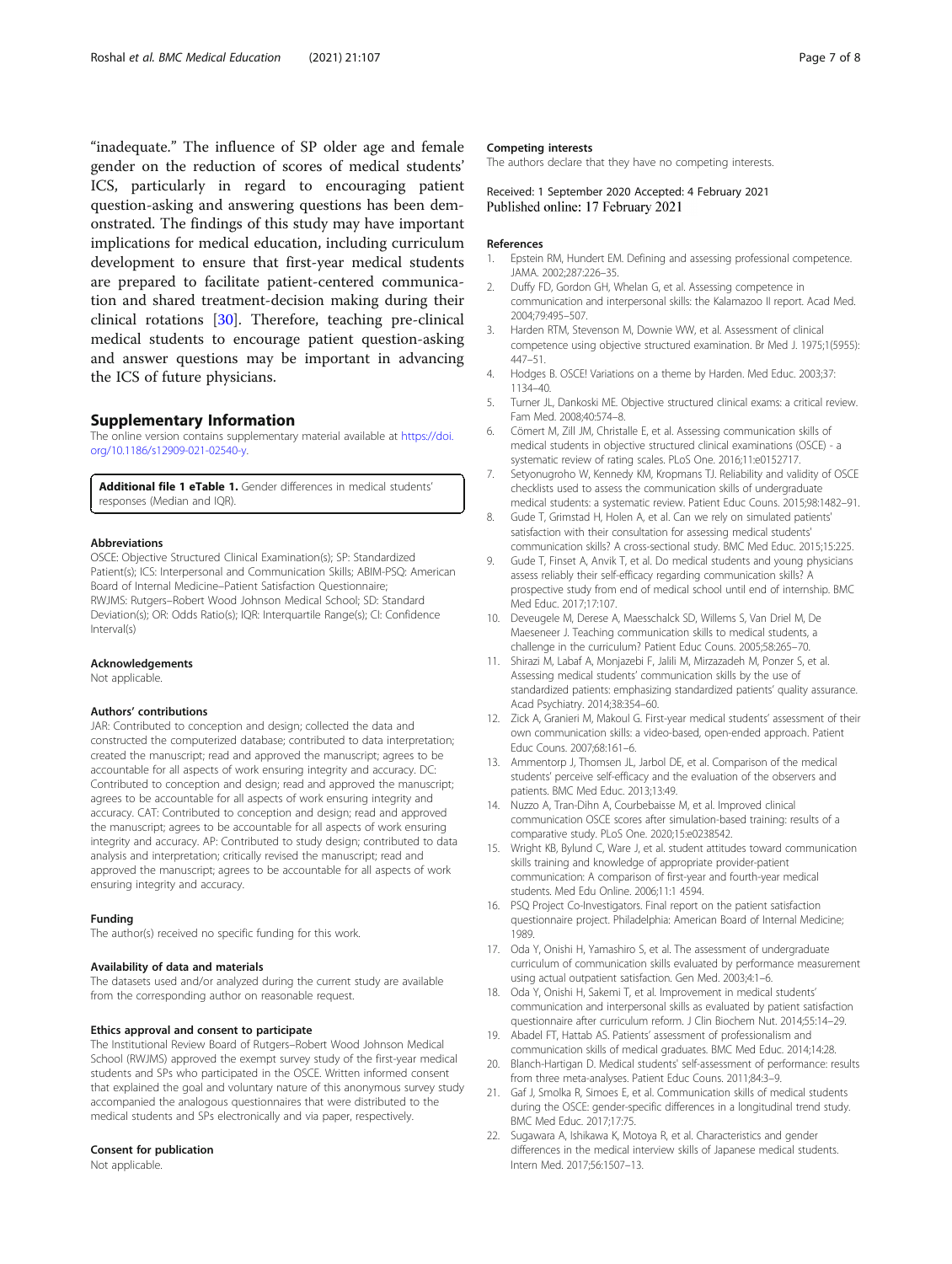"inadequate." The influence of SP older age and female gender on the reduction of scores of medical students' ICS, particularly in regard to encouraging patient question-asking and answering questions has been demonstrated. The findings of this study may have important implications for medical education, including curriculum development to ensure that first-year medical students are prepared to facilitate patient-centered communication and shared treatment-decision making during their clinical rotations [30]. Therefore, teaching pre-clinical medical students to encourage patient question-asking and answer questions may be important in advancing the ICS of future physicians.

## Supplementary Information

The online version contains supplementary material available at https://doi.org/10.1186/s12909-021-02540-y.

**Additional file 1 eTable 1.** Gender differences in medical students' responses (Median and IQR).

#### Abbreviations

OSCE: Objective Structured Clinical Examination(s); SP: Standardized Patient(s); ICS: Interpersonal and Communication Skills; ABIM-PSQ: American Board of Internal Medicine–Patient Satisfaction Questionnaire; RWJMS: Rutgers–Robert Wood Johnson Medical School; SD: Standard Deviation(s); OR: Odds Ratio(s); IQR: Interquartile Range(s); CI: Confidence Interval(s)

#### Acknowledgements

Not applicable.

#### Authors' contributions

JAR: Contributed to conception and design; collected the data and constructed the computerized database; contributed to data interpretation; created the manuscript; read and approved the manuscript; agrees to be accountable for all aspects of work ensuring integrity and accuracy. DC: Contributed to conception and design; read and approved the manuscript; agrees to be accountable for all aspects of work ensuring integrity and accuracy. CAT: Contributed to conception and design; read and approved the manuscript; agrees to be accountable for all aspects of work ensuring integrity and accuracy. AP: Contributed to study design; contributed to data analysis and interpretation; critically revised the manuscript; read and approved the manuscript; agrees to be accountable for all aspects of work ensuring integrity and accuracy.

#### Funding

The author(s) received no specific funding for this work.

#### Availability of data and materials

The datasets used and/or analyzed during the current study are available from the corresponding author on reasonable request.

#### Ethics approval and consent to participate

The Institutional Review Board of Rutgers–Robert Wood Johnson Medical School (RWJMS) approved the exempt survey study of the first-year medical students and SPs who participated in the OSCE. Written informed consent that explained the goal and voluntary nature of this anonymous survey study accompanied the analogous questionnaires that were distributed to the medical students and SPs electronically and via paper, respectively.

#### Consent for publication

Not applicable.

#### Competing interests

The authors declare that they have no competing interests.

Received: 1 September 2020 Accepted: 4 February 2021
Published online: 17 February 2021

#### References

1. Epstein RM, Hundert EM. Defining and assessing professional competence. JAMA. 2002;287:226–35.
2. Duffy FD, Gordon GH, Whelan G, et al. Assessing competence in communication and interpersonal skills: the Kalamazoo II report. Acad Med. 2004;79:495–507.
3. Harden RTM, Stevenson M, Downie WW, et al. Assessment of clinical competence using objective structured examination. Br Med J. 1975;1(5955): 447–51.
4. Hodges B. OSCE! Variations on a theme by Harden. Med Educ. 2003;37: 1134–40.
5. Turner JL, Dankoski ME. Objective structured clinical exams: a critical review. Fam Med. 2008;40:574–8.
6. Cömert M, Zill JM, Christalle E, et al. Assessing communication skills of medical students in objective structured clinical examinations (OSCE) - a systematic review of rating scales. PLoS One. 2016;11:e0152717.
7. Setyonugroho W, Kennedy KM, Kropmans TJ. Reliability and validity of OSCE checklists used to assess the communication skills of undergraduate medical students: a systematic review. Patient Educ Couns. 2015;98:1482–91.
8. Gude T, Grimstad H, Holen A, et al. Can we rely on simulated patients' satisfaction with their consultation for assessing medical students' communication skills? A cross-sectional study. BMC Med Educ. 2015;15:225.
9. Gude T, Finset A, Anvik T, et al. Do medical students and young physicians assess reliably their self-efficacy regarding communication skills? A prospective study from end of medical school until end of internship. BMC Med Educ. 2017;17:107.
10. Deveugele M, Derese A, Maesschalck SD, Willems S, Van Driel M, De Maeseneer J. Teaching communication skills to medical students, a challenge in the curriculum? Patient Educ Couns. 2005;58:265–70.
11. Shirazi M, Labaf A, Monjazebi F, Jalili M, Mirzazadeh M, Ponzer S, et al. Assessing medical students' communication skills by the use of standardized patients: emphasizing standardized patients' quality assurance. Acad Psychiatry. 2014;38:354–60.
12. Zick A, Granieri M, Makoul G. First-year medical students' assessment of their own communication skills: a video-based, open-ended approach. Patient Educ Couns. 2007;68:161–6.
13. Ammentorp J, Thomsen JL, Jarbol DE, et al. Comparison of the medical students' perceive self-efficacy and the evaluation of the observers and patients. BMC Med Educ. 2013;13:49.
14. Nuzzo A, Tran-Dihn A, Courbebaisse M, et al. Improved clinical communication OSCE scores after simulation-based training: results of a comparative study. PLoS One. 2020;15:e0238542.
15. Wright KB, Bylund C, Ware J, et al. student attitudes toward communication skills training and knowledge of appropriate provider-patient communication: A comparison of first-year and fourth-year medical students. Med Edu Online. 2006;11:1 4594.
16. PSQ Project Co-Investigators. Final report on the patient satisfaction questionnaire project. Philadelphia: American Board of Internal Medicine; 1989.
17. Oda Y, Onishi H, Yamashiro S, et al. The assessment of undergraduate curriculum of communication skills evaluated by performance measurement using actual outpatient satisfaction. Gen Med. 2003;4:1–6.
18. Oda Y, Onishi H, Sakemi T, et al. Improvement in medical students' communication and interpersonal skills as evaluated by patient satisfaction questionnaire after curriculum reform. J Clin Biochem Nut. 2014;55:14–29.
19. Abadel FT, Hattab AS. Patients' assessment of professionalism and communication skills of medical graduates. BMC Med Educ. 2014;14:28.
20. Blanch-Hartigan D. Medical students' self-assessment of performance: results from three meta-analyses. Patient Educ Couns. 2011;84:3–9.
21. Gaf J, Smolka R, Simoes E, et al. Communication skills of medical students during the OSCE: gender-specific differences in a longitudinal trend study. BMC Med Educ. 2017;17:75.
22. Sugawara A, Ishikawa K, Motoya R, et al. Characteristics and gender differences in the medical interview skills of Japanese medical students. Intern Med. 2017;56:1507–13.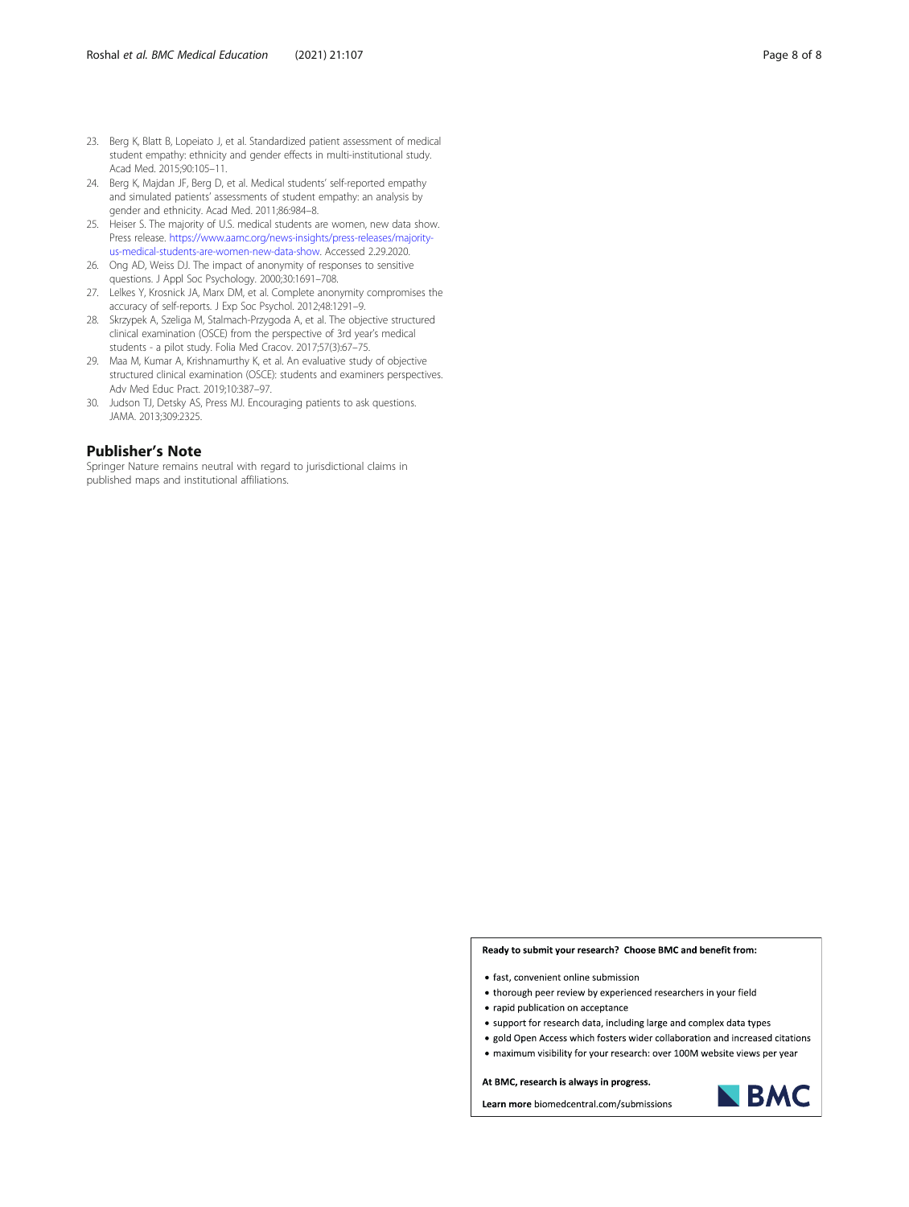23. Berg K, Blatt B, Lopeiato J, et al. Standardized patient assessment of medical student empathy: ethnicity and gender effects in multi-institutional study. Acad Med. 2015;90:105–11.
24. Berg K, Majdan JF, Berg D, et al. Medical students' self-reported empathy and simulated patients' assessments of student empathy: an analysis by gender and ethnicity. Acad Med. 2011;86:984–8.
25. Heiser S. The majority of U.S. medical students are women, new data show. Press release. https://www.aamc.org/news-insights/press-releases/majority-us-medical-students-are-women-new-data-show. Accessed 2.29.2020.
26. Ong AD, Weiss DJ. The impact of anonymity of responses to sensitive questions. J Appl Soc Psychology. 2000;30:1691–708.
27. Lelkes Y, Krosnick JA, Marx DM, et al. Complete anonymity compromises the accuracy of self-reports. J Exp Soc Psychol. 2012;48:1291–9.
28. Skrzypek A, Szeliga M, Stalmach-Przygoda A, et al. The objective structured clinical examination (OSCE) from the perspective of 3rd year's medical students - a pilot study. Folia Med Cracov. 2017;57(3):67–75.
29. Maa M, Kumar A, Krishnamurthy K, et al. An evaluative study of objective structured clinical examination (OSCE): students and examiners perspectives. Adv Med Educ Pract. 2019;10:387–97.
30. Judson TJ, Detsky AS, Press MJ. Encouraging patients to ask questions. JAMA. 2013;309:2325.

## Publisher's Note

Springer Nature remains neutral with regard to jurisdictional claims in published maps and institutional affiliations.

**Ready to submit your research? Choose BMC and benefit from:**

- fast, convenient online submission
- thorough peer review by experienced researchers in your field
- rapid publication on acceptance
- support for research data, including large and complex data types
- gold Open Access which fosters wider collaboration and increased citations
- maximum visibility for your research: over 100M website views per year

**At BMC, research is always in progress.**

**Learn more** biomedcentral.com/submissions

BMC